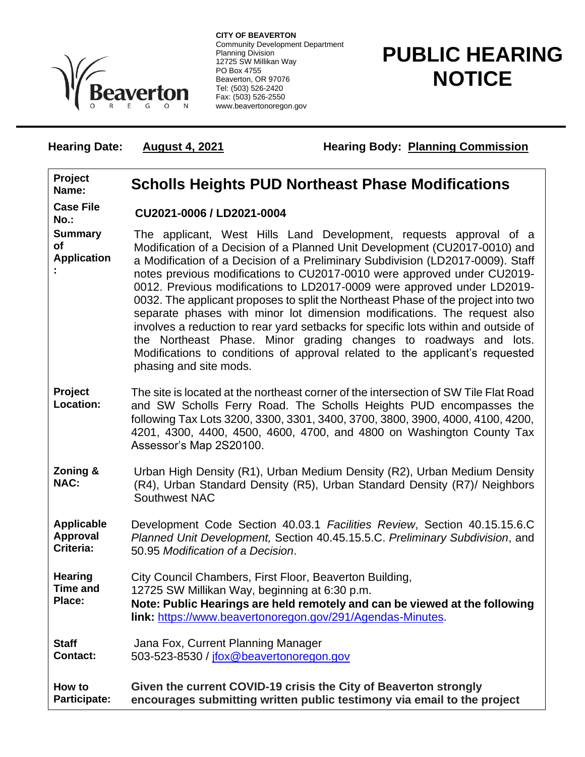Beaverton
OREGON

**CITY OF BEAVERTON**
Community Development Department
Planning Division
12725 SW Millikan Way
PO Box 4755
Beaverton, OR 97076
Tel: (503) 526-2420
Fax: (503) 526-2550
www.beavertonoregon.gov

# PUBLIC HEARING NOTICE

**Hearing Date:** **August 4, 2021** **Hearing Body:** **Planning Commission**

| | |
|---|---|
| **Project Name:** | **Scholls Heights PUD Northeast Phase Modifications** |
| **Case File No.:** | **CU2021-0006 / LD2021-0004** |
| **Summary of Application:** | The applicant, West Hills Land Development, requests approval of a Modification of a Decision of a Planned Unit Development (CU2017-0010) and a Modification of a Decision of a Preliminary Subdivision (LD2017-0009). Staff notes previous modifications to CU2017-0010 were approved under CU2019-0012. Previous modifications to LD2017-0009 were approved under LD2019-0032. The applicant proposes to split the Northeast Phase of the project into two separate phases with minor lot dimension modifications. The request also involves a reduction to rear yard setbacks for specific lots within and outside of the Northeast Phase. Minor grading changes to roadways and lots. Modifications to conditions of approval related to the applicant's requested phasing and site mods. |
| **Project Location:** | The site is located at the northeast corner of the intersection of SW Tile Flat Road and SW Scholls Ferry Road. The Scholls Heights PUD encompasses the following Tax Lots 3200, 3300, 3301, 3400, 3700, 3800, 3900, 4000, 4100, 4200, 4201, 4300, 4400, 4500, 4600, 4700, and 4800 on Washington County Tax Assessor's Map 2S20100. |
| **Zoning & NAC:** | Urban High Density (R1), Urban Medium Density (R2), Urban Medium Density (R4), Urban Standard Density (R5), Urban Standard Density (R7)/ Neighbors Southwest NAC |
| **Applicable Approval Criteria:** | Development Code Section 40.03.1 *Facilities Review*, Section 40.15.15.6.C *Planned Unit Development,* Section 40.45.15.5.C. *Preliminary Subdivision*, and 50.95 *Modification of a Decision*. |
| **Hearing Time and Place:** | City Council Chambers, First Floor, Beaverton Building, 12725 SW Millikan Way, beginning at 6:30 p.m. **Note: Public Hearings are held remotely and can be viewed at the following link:** https://www.beavertonoregon.gov/291/Agendas-Minutes. |
| **Staff Contact:** | Jana Fox, Current Planning Manager 503-523-8530 / jfox@beavertonoregon.gov |
| **How to Participate:** | **Given the current COVID-19 crisis the City of Beaverton strongly encourages submitting written public testimony via email to the project** |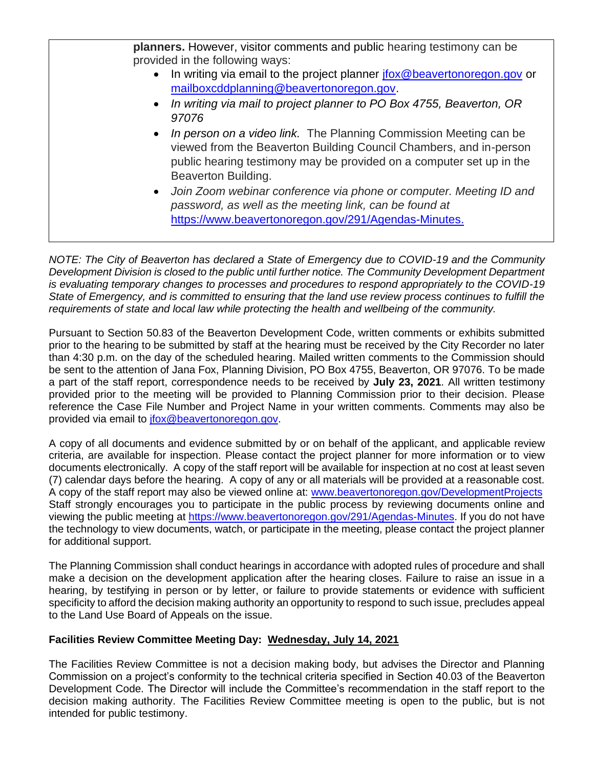**planners.** However, visitor comments and public hearing testimony can be provided in the following ways:

- In writing via email to the project planner jfox@beavertonoregon.gov or mailboxcddplanning@beavertonoregon.gov.
- *In writing via mail to project planner to PO Box 4755, Beaverton, OR 97076*
- *In person on a video link.* The Planning Commission Meeting can be viewed from the Beaverton Building Council Chambers, and in-person public hearing testimony may be provided on a computer set up in the Beaverton Building.
- *Join Zoom webinar conference via phone or computer. Meeting ID and password, as well as the meeting link, can be found at* https://www.beavertonoregon.gov/291/Agendas-Minutes.

*NOTE: The City of Beaverton has declared a State of Emergency due to COVID-19 and the Community Development Division is closed to the public until further notice. The Community Development Department is evaluating temporary changes to processes and procedures to respond appropriately to the COVID-19 State of Emergency, and is committed to ensuring that the land use review process continues to fulfill the requirements of state and local law while protecting the health and wellbeing of the community.*

Pursuant to Section 50.83 of the Beaverton Development Code, written comments or exhibits submitted prior to the hearing to be submitted by staff at the hearing must be received by the City Recorder no later than 4:30 p.m. on the day of the scheduled hearing. Mailed written comments to the Commission should be sent to the attention of Jana Fox, Planning Division, PO Box 4755, Beaverton, OR 97076. To be made a part of the staff report, correspondence needs to be received by **July 23, 2021**. All written testimony provided prior to the meeting will be provided to Planning Commission prior to their decision. Please reference the Case File Number and Project Name in your written comments. Comments may also be provided via email to jfox@beavertonoregon.gov.

A copy of all documents and evidence submitted by or on behalf of the applicant, and applicable review criteria, are available for inspection. Please contact the project planner for more information or to view documents electronically. A copy of the staff report will be available for inspection at no cost at least seven (7) calendar days before the hearing. A copy of any or all materials will be provided at a reasonable cost. A copy of the staff report may also be viewed online at: www.beavertonoregon.gov/DevelopmentProjects Staff strongly encourages you to participate in the public process by reviewing documents online and viewing the public meeting at https://www.beavertonoregon.gov/291/Agendas-Minutes. If you do not have the technology to view documents, watch, or participate in the meeting, please contact the project planner for additional support.

The Planning Commission shall conduct hearings in accordance with adopted rules of procedure and shall make a decision on the development application after the hearing closes. Failure to raise an issue in a hearing, by testifying in person or by letter, or failure to provide statements or evidence with sufficient specificity to afford the decision making authority an opportunity to respond to such issue, precludes appeal to the Land Use Board of Appeals on the issue.

**Facilities Review Committee Meeting Day: Wednesday, July 14, 2021**

The Facilities Review Committee is not a decision making body, but advises the Director and Planning Commission on a project's conformity to the technical criteria specified in Section 40.03 of the Beaverton Development Code. The Director will include the Committee's recommendation in the staff report to the decision making authority. The Facilities Review Committee meeting is open to the public, but is not intended for public testimony.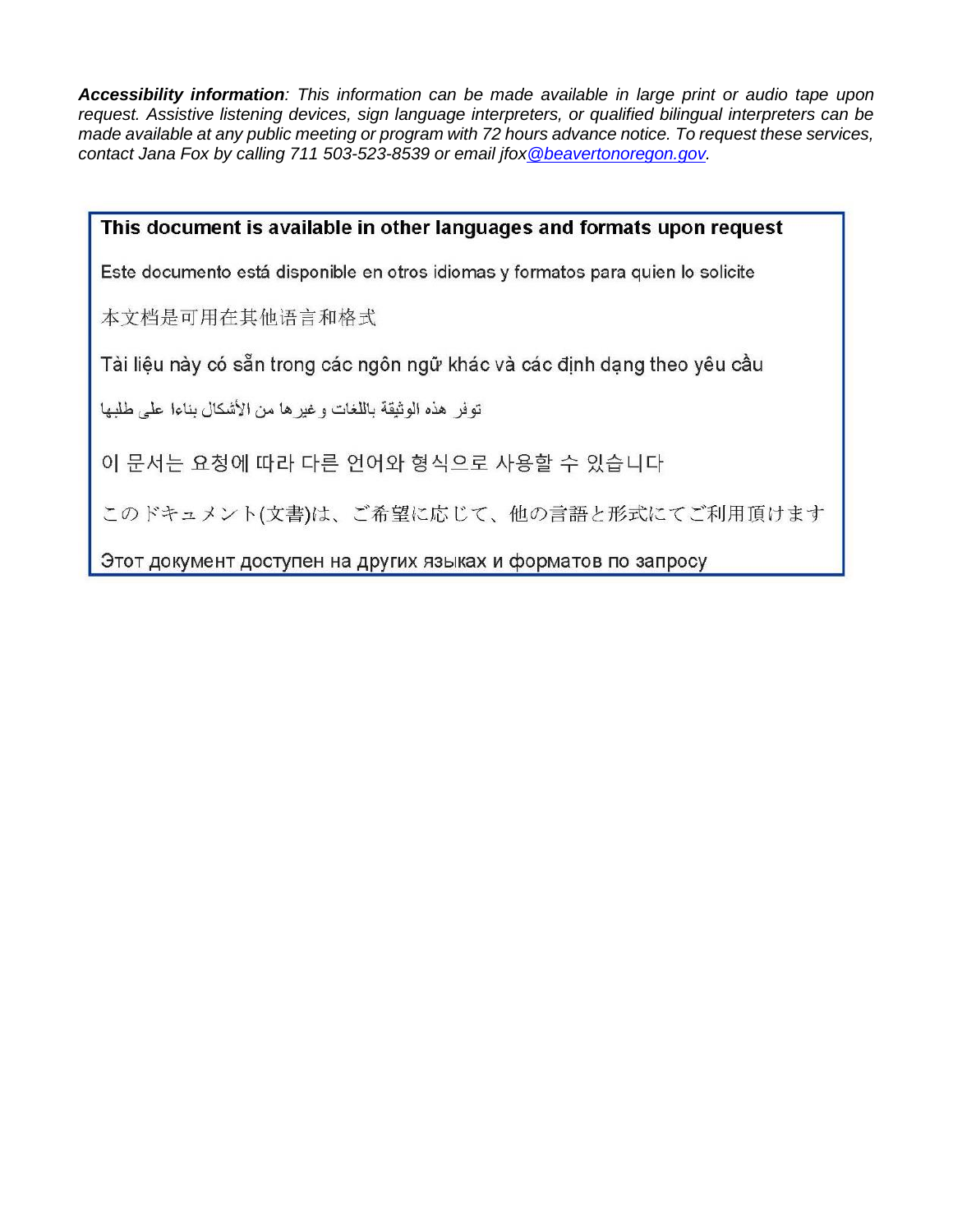***Accessibility information**: This information can be made available in large print or audio tape upon request. Assistive listening devices, sign language interpreters, or qualified bilingual interpreters can be made available at any public meeting or program with 72 hours advance notice. To request these services, contact Jana Fox by calling 711 503-523-8539 or email jfox@beavertonoregon.gov.*

**This document is available in other languages and formats upon request**

Este documento está disponible en otros idiomas y formatos para quien lo solicite

本文档是可用在其他语言和格式

Tài liệu này có sẵn trong các ngôn ngữ khác và các định dạng theo yêu cầu

توفر هذه الوثيقة باللغات وغيرها من الأشكال بناءا على طلبها

이 문서는 요청에 따라 다른 언어와 형식으로 사용할 수 있습니다

このドキュメント(文書)は、ご希望に応じて、他の言語と形式にてご利用頂けます

Этот документ доступен на других языках и форматов по запросу